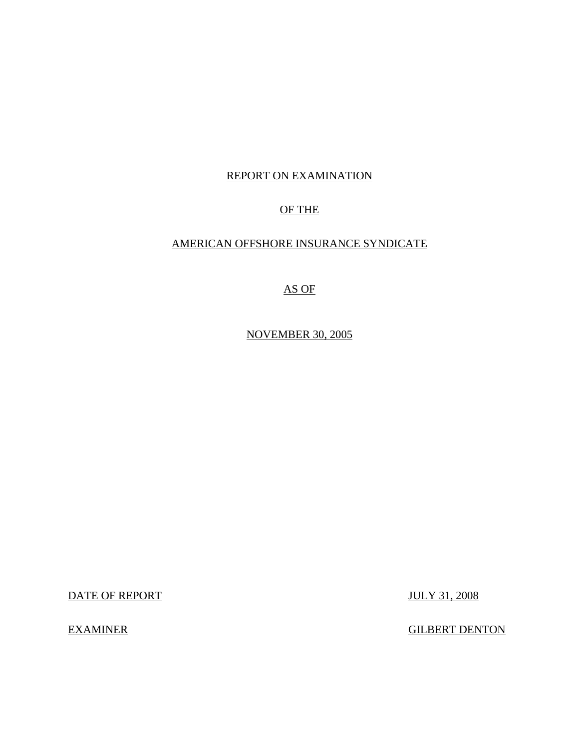# REPORT ON EXAMINATION

# OF THE

# AMERICAN OFFSHORE INSURANCE SYNDICATE

# AS OF

# NOVEMBER 30, 2005

DATE OF REPORT JULY 31, 2008

EXAMINER GILBERT DENTON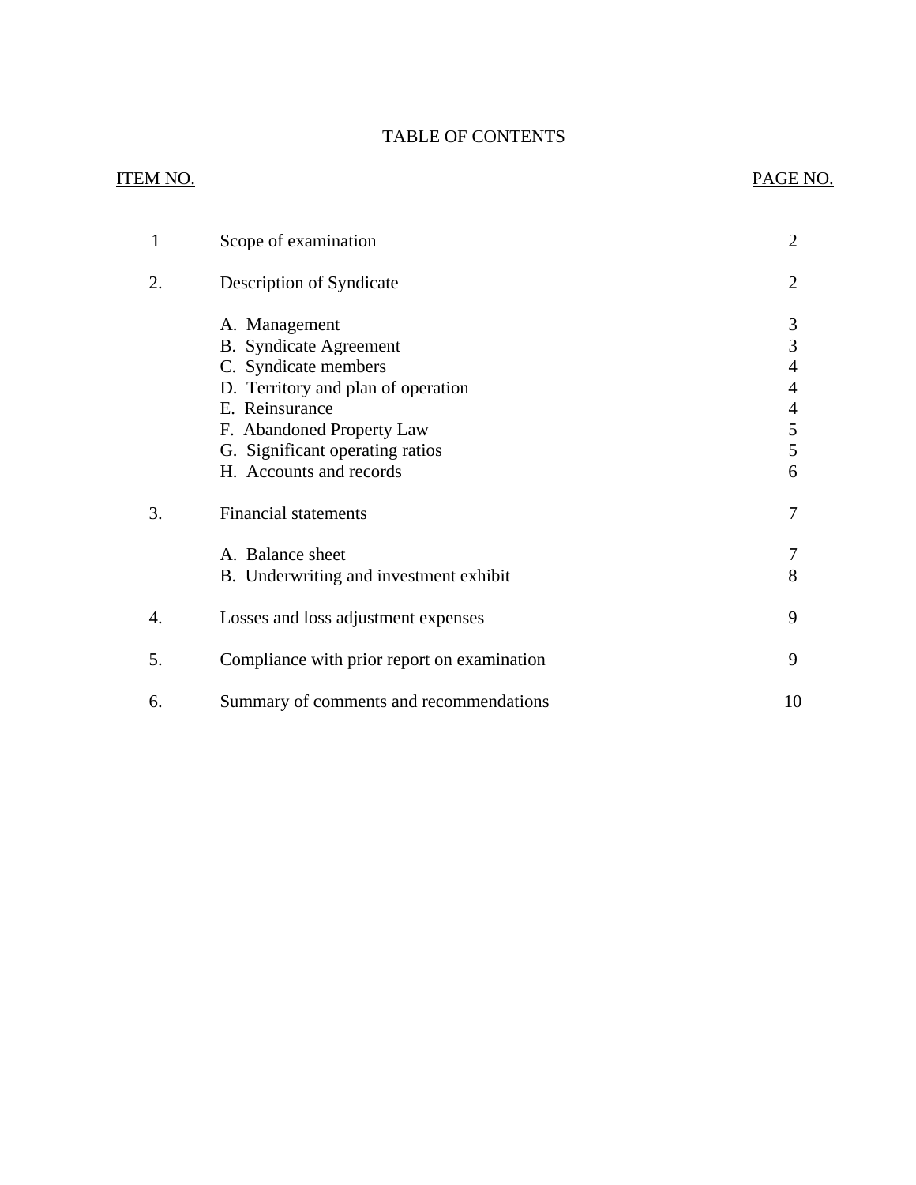# TABLE OF CONTENTS

| ITEM NO. | | PAGE NO. |
|---|---|---|
| 1 | Scope of examination | 2 |
| 2. | Description of Syndicate | 2 |
| | A. Management | 3 |
| | B. Syndicate Agreement | 3 |
| | C. Syndicate members | 4 |
| | D. Territory and plan of operation | 4 |
| | E. Reinsurance | 4 |
| | F. Abandoned Property Law | 5 |
| | G. Significant operating ratios | 5 |
| | H. Accounts and records | 6 |
| 3. | Financial statements | 7 |
| | A. Balance sheet | 7 |
| | B. Underwriting and investment exhibit | 8 |
| 4. | Losses and loss adjustment expenses | 9 |
| 5. | Compliance with prior report on examination | 9 |
| 6. | Summary of comments and recommendations | 10 |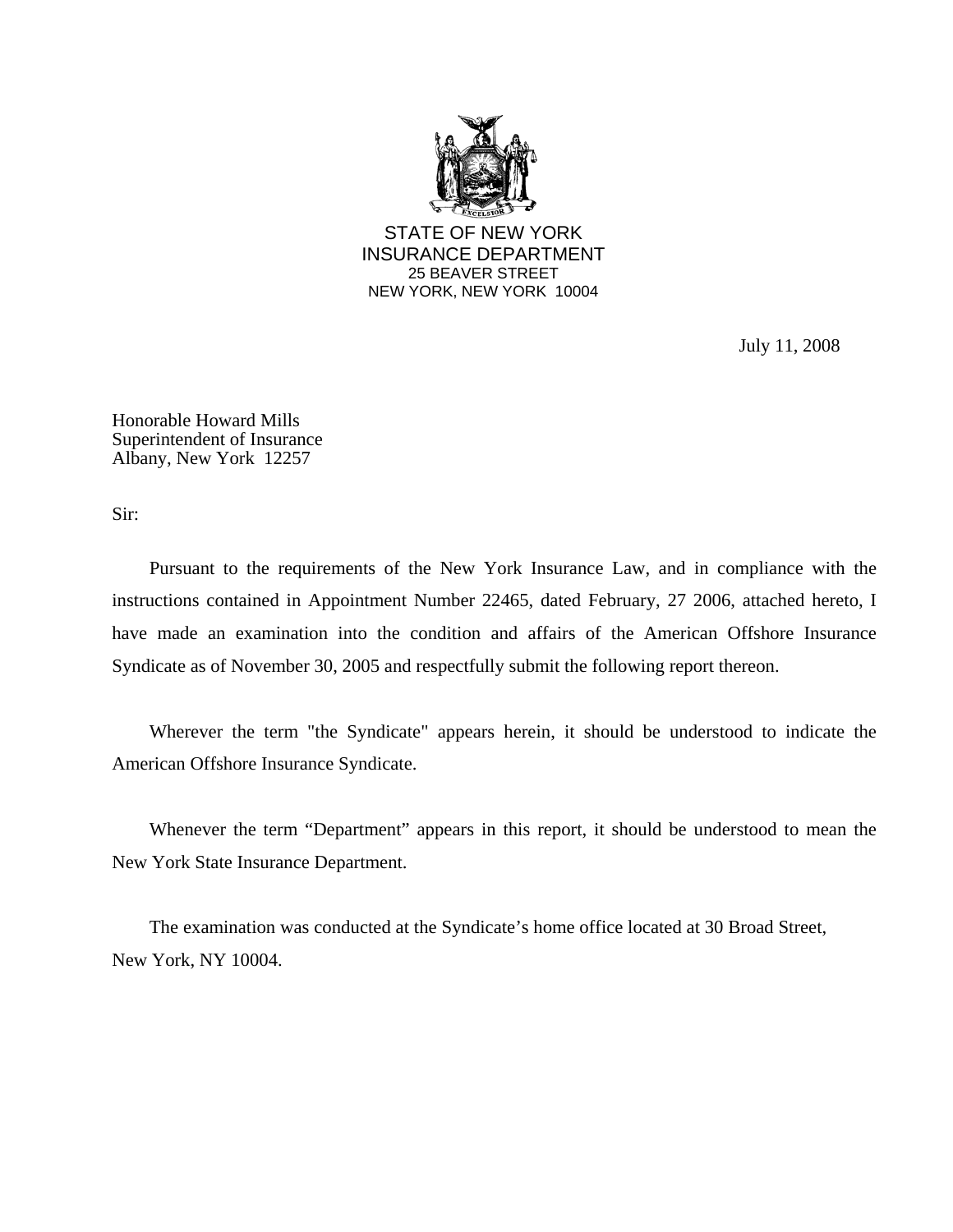STATE OF NEW YORK
INSURANCE DEPARTMENT
25 BEAVER STREET
NEW YORK, NEW YORK 10004

July 11, 2008

Honorable Howard Mills
Superintendent of Insurance
Albany, New York 12257

Sir:

Pursuant to the requirements of the New York Insurance Law, and in compliance with the instructions contained in Appointment Number 22465, dated February, 27 2006, attached hereto, I have made an examination into the condition and affairs of the American Offshore Insurance Syndicate as of November 30, 2005 and respectfully submit the following report thereon.

Wherever the term "the Syndicate" appears herein, it should be understood to indicate the American Offshore Insurance Syndicate.

Whenever the term "Department" appears in this report, it should be understood to mean the New York State Insurance Department.

The examination was conducted at the Syndicate's home office located at 30 Broad Street, New York, NY 10004.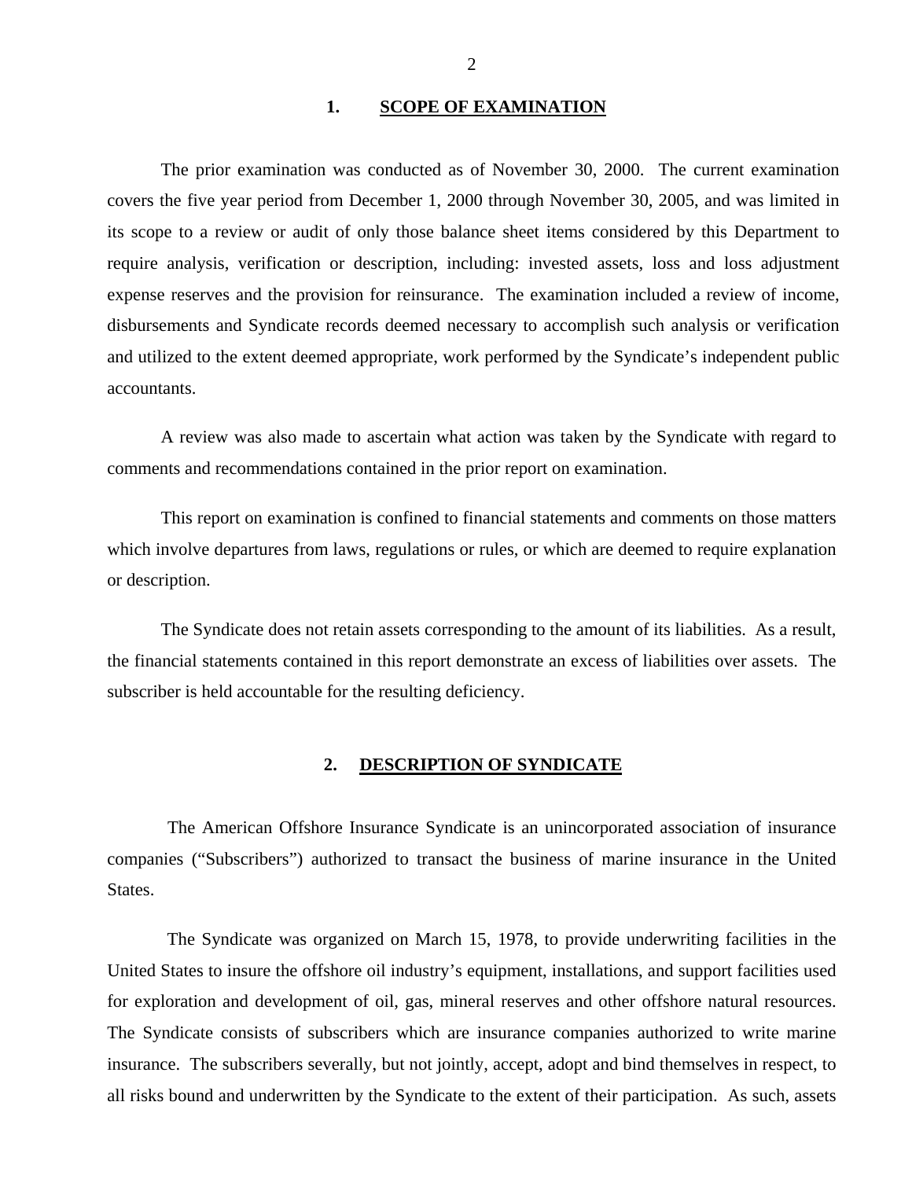## 1. SCOPE OF EXAMINATION

The prior examination was conducted as of November 30, 2000. The current examination covers the five year period from December 1, 2000 through November 30, 2005, and was limited in its scope to a review or audit of only those balance sheet items considered by this Department to require analysis, verification or description, including: invested assets, loss and loss adjustment expense reserves and the provision for reinsurance. The examination included a review of income, disbursements and Syndicate records deemed necessary to accomplish such analysis or verification and utilized to the extent deemed appropriate, work performed by the Syndicate's independent public accountants.

A review was also made to ascertain what action was taken by the Syndicate with regard to comments and recommendations contained in the prior report on examination.

This report on examination is confined to financial statements and comments on those matters which involve departures from laws, regulations or rules, or which are deemed to require explanation or description.

The Syndicate does not retain assets corresponding to the amount of its liabilities. As a result, the financial statements contained in this report demonstrate an excess of liabilities over assets. The subscriber is held accountable for the resulting deficiency.

## 2. DESCRIPTION OF SYNDICATE

The American Offshore Insurance Syndicate is an unincorporated association of insurance companies ("Subscribers") authorized to transact the business of marine insurance in the United States.

The Syndicate was organized on March 15, 1978, to provide underwriting facilities in the United States to insure the offshore oil industry's equipment, installations, and support facilities used for exploration and development of oil, gas, mineral reserves and other offshore natural resources. The Syndicate consists of subscribers which are insurance companies authorized to write marine insurance. The subscribers severally, but not jointly, accept, adopt and bind themselves in respect, to all risks bound and underwritten by the Syndicate to the extent of their participation. As such, assets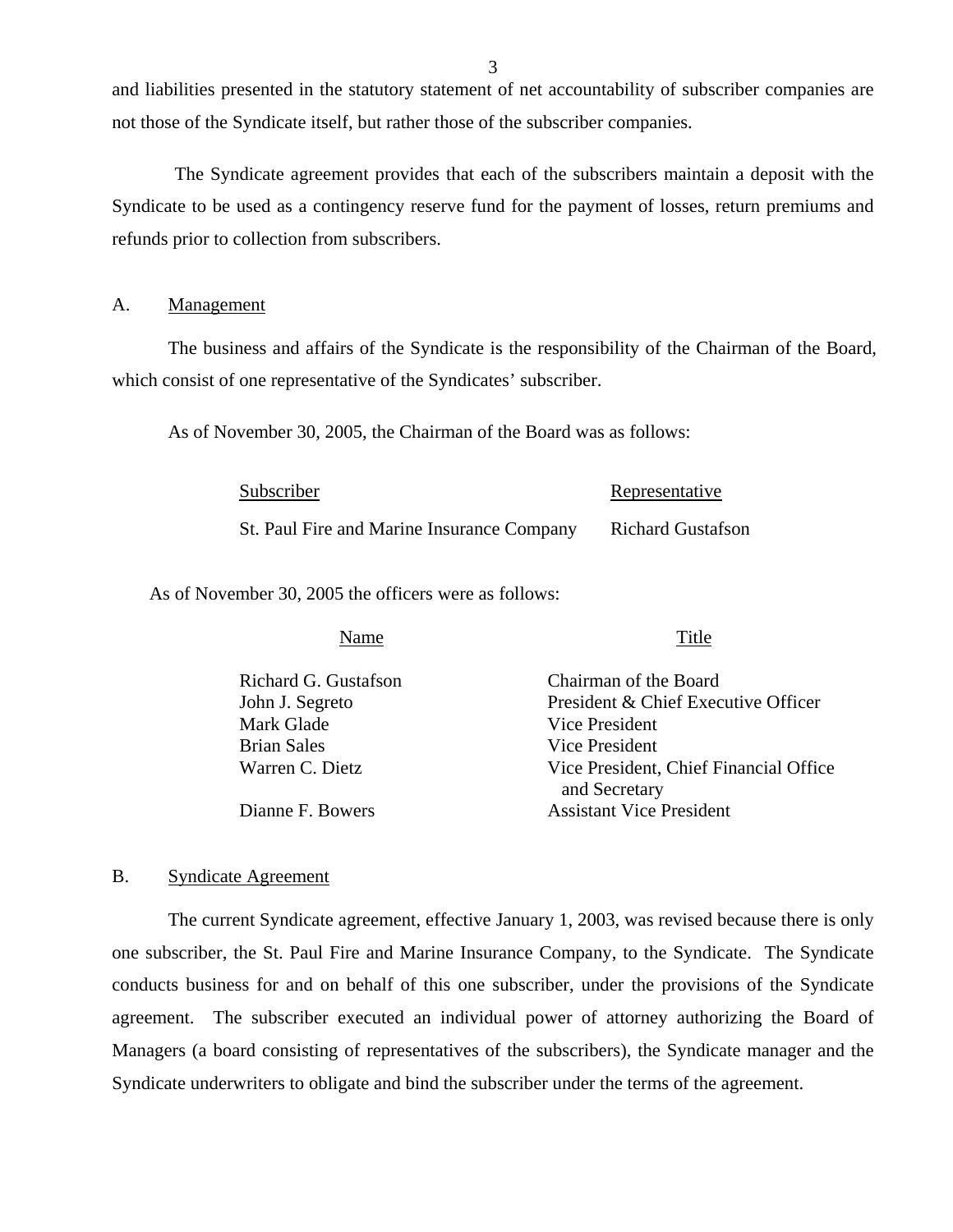and liabilities presented in the statutory statement of net accountability of subscriber companies are not those of the Syndicate itself, but rather those of the subscriber companies.

The Syndicate agreement provides that each of the subscribers maintain a deposit with the Syndicate to be used as a contingency reserve fund for the payment of losses, return premiums and refunds prior to collection from subscribers.

## A. Management

The business and affairs of the Syndicate is the responsibility of the Chairman of the Board, which consist of one representative of the Syndicates' subscriber.

As of November 30, 2005, the Chairman of the Board was as follows:

| Subscriber | Representative |
|---|---|
| St. Paul Fire and Marine Insurance Company | Richard Gustafson |

As of November 30, 2005 the officers were as follows:

| Name | Title |
|---|---|
| Richard G. Gustafson | Chairman of the Board |
| John J. Segreto | President & Chief Executive Officer |
| Mark Glade | Vice President |
| Brian Sales | Vice President |
| Warren C. Dietz | Vice President, Chief Financial Office and Secretary |
| Dianne F. Bowers | Assistant Vice President |

## B. Syndicate Agreement

The current Syndicate agreement, effective January 1, 2003, was revised because there is only one subscriber, the St. Paul Fire and Marine Insurance Company, to the Syndicate. The Syndicate conducts business for and on behalf of this one subscriber, under the provisions of the Syndicate agreement. The subscriber executed an individual power of attorney authorizing the Board of Managers (a board consisting of representatives of the subscribers), the Syndicate manager and the Syndicate underwriters to obligate and bind the subscriber under the terms of the agreement.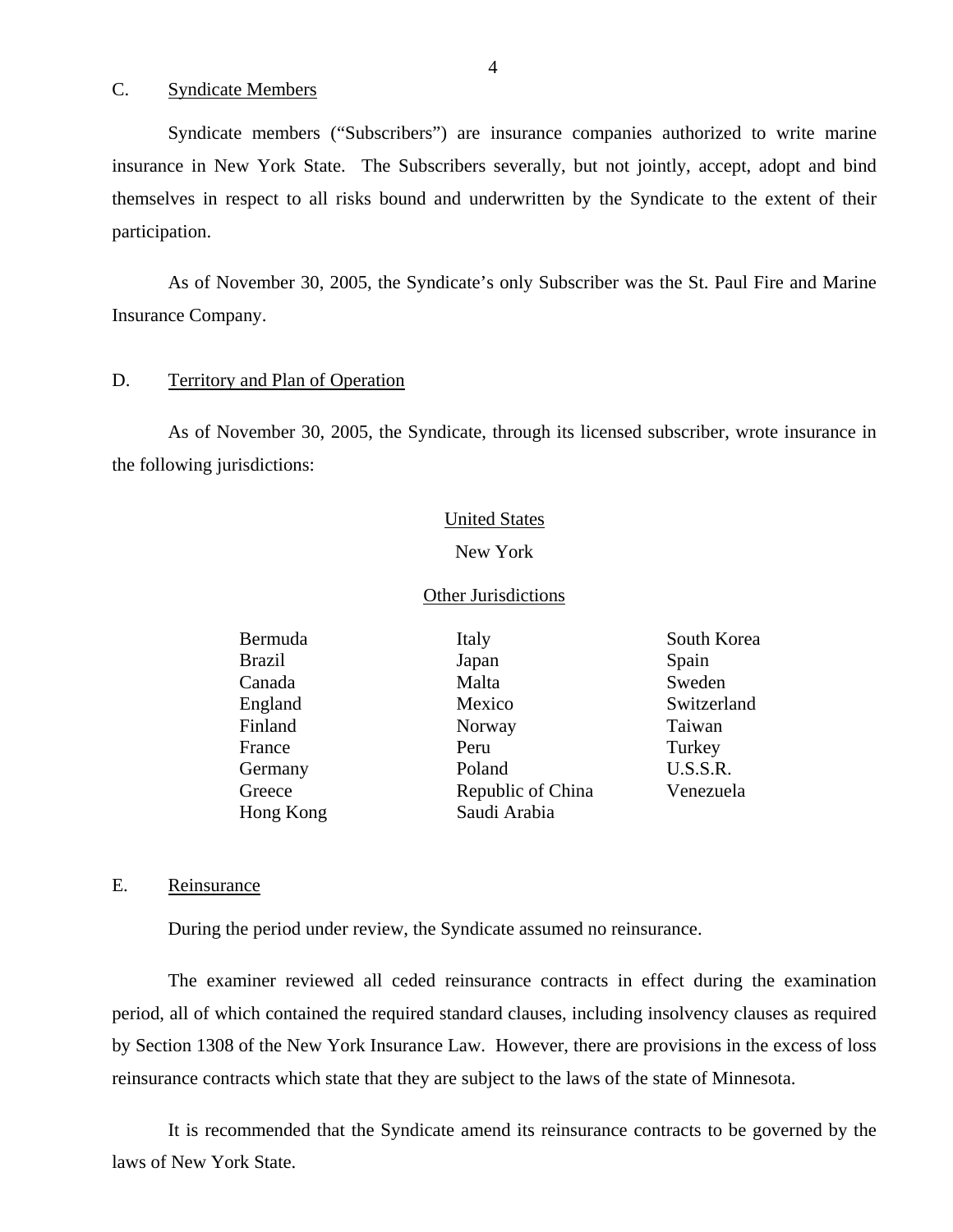## C. Syndicate Members

Syndicate members ("Subscribers") are insurance companies authorized to write marine insurance in New York State. The Subscribers severally, but not jointly, accept, adopt and bind themselves in respect to all risks bound and underwritten by the Syndicate to the extent of their participation.

As of November 30, 2005, the Syndicate's only Subscriber was the St. Paul Fire and Marine Insurance Company.

## D. Territory and Plan of Operation

As of November 30, 2005, the Syndicate, through its licensed subscriber, wrote insurance in the following jurisdictions:

United States

New York

Other Jurisdictions

| | | |
|---|---|---|
| Bermuda | Italy | South Korea |
| Brazil | Japan | Spain |
| Canada | Malta | Sweden |
| England | Mexico | Switzerland |
| Finland | Norway | Taiwan |
| France | Peru | Turkey |
| Germany | Poland | U.S.S.R. |
| Greece | Republic of China | Venezuela |
| Hong Kong | Saudi Arabia | |

## E. Reinsurance

During the period under review, the Syndicate assumed no reinsurance.

The examiner reviewed all ceded reinsurance contracts in effect during the examination period, all of which contained the required standard clauses, including insolvency clauses as required by Section 1308 of the New York Insurance Law. However, there are provisions in the excess of loss reinsurance contracts which state that they are subject to the laws of the state of Minnesota.

It is recommended that the Syndicate amend its reinsurance contracts to be governed by the laws of New York State.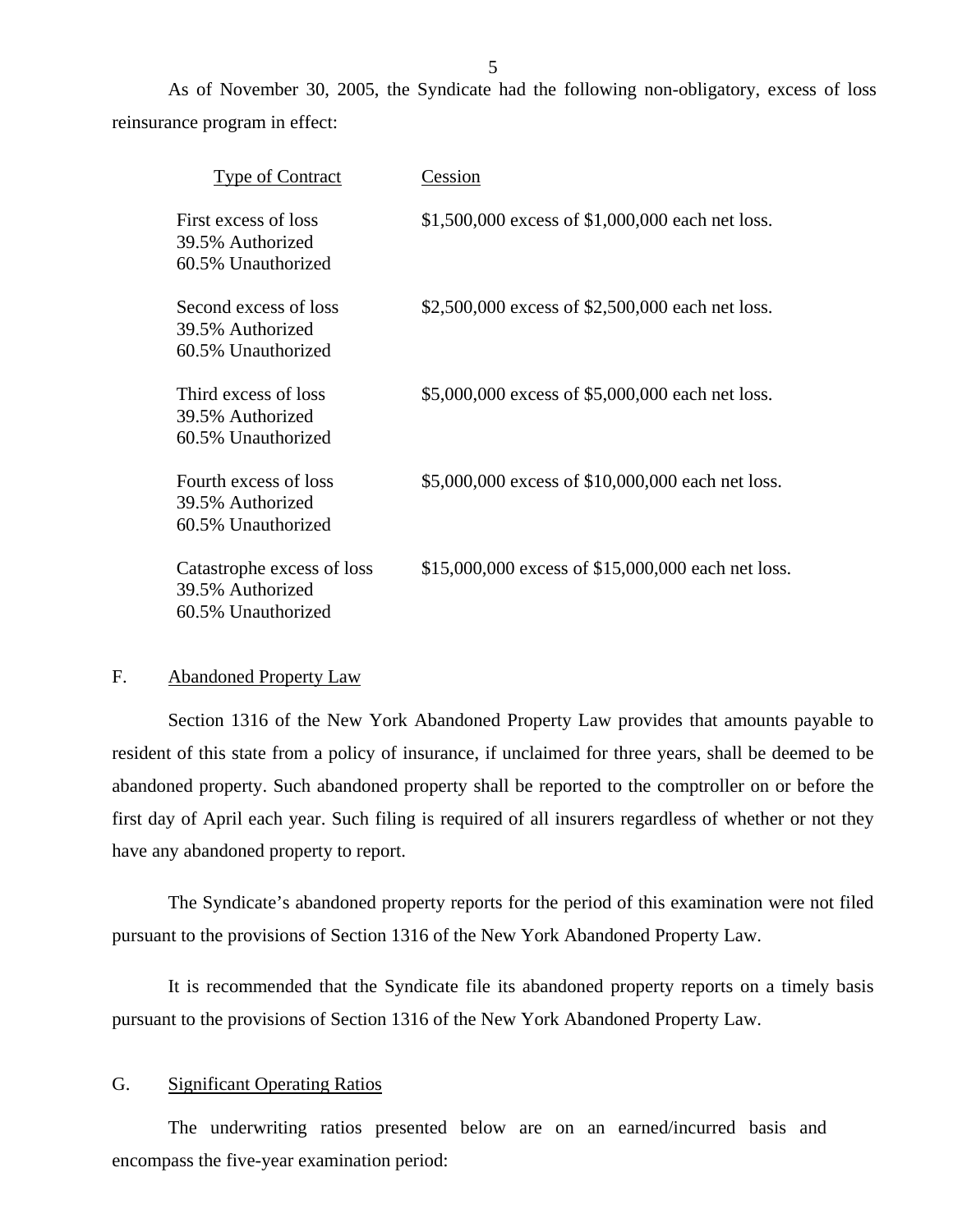As of November 30, 2005, the Syndicate had the following non-obligatory, excess of loss reinsurance program in effect:

| Type of Contract | Cession |
|---|---|
| First excess of loss<br>39.5% Authorized<br>60.5% Unauthorized | \$1,500,000 excess of \$1,000,000 each net loss. |
| Second excess of loss<br>39.5% Authorized<br>60.5% Unauthorized | \$2,500,000 excess of \$2,500,000 each net loss. |
| Third excess of loss<br>39.5% Authorized<br>60.5% Unauthorized | \$5,000,000 excess of \$5,000,000 each net loss. |
| Fourth excess of loss<br>39.5% Authorized<br>60.5% Unauthorized | \$5,000,000 excess of \$10,000,000 each net loss. |
| Catastrophe excess of loss<br>39.5% Authorized<br>60.5% Unauthorized | \$15,000,000 excess of \$15,000,000 each net loss. |

## F. Abandoned Property Law

Section 1316 of the New York Abandoned Property Law provides that amounts payable to resident of this state from a policy of insurance, if unclaimed for three years, shall be deemed to be abandoned property. Such abandoned property shall be reported to the comptroller on or before the first day of April each year. Such filing is required of all insurers regardless of whether or not they have any abandoned property to report.

The Syndicate's abandoned property reports for the period of this examination were not filed pursuant to the provisions of Section 1316 of the New York Abandoned Property Law.

It is recommended that the Syndicate file its abandoned property reports on a timely basis pursuant to the provisions of Section 1316 of the New York Abandoned Property Law.

## G. Significant Operating Ratios

The underwriting ratios presented below are on an earned/incurred basis and encompass the five-year examination period: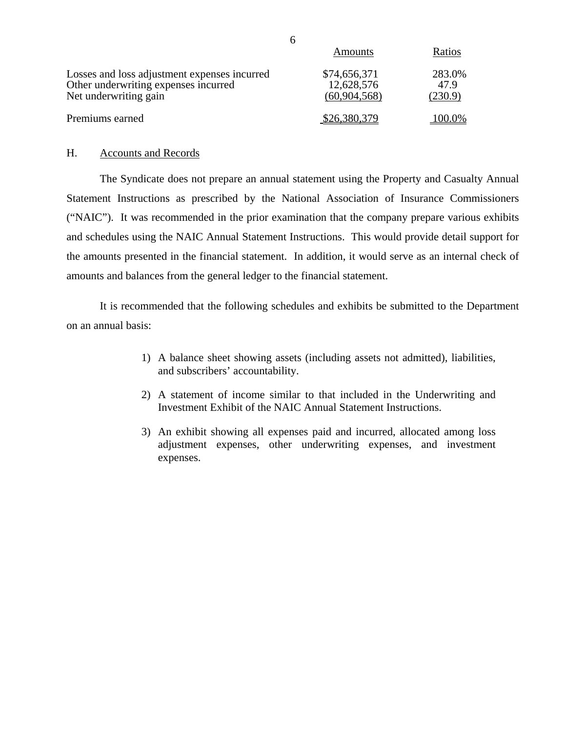| | Amounts | Ratios |
|---|---|---|
| Losses and loss adjustment expenses incurred | $74,656,371 | 283.0% |
| Other underwriting expenses incurred | 12,628,576 | 47.9 |
| Net underwriting gain | (60,904,568) | (230.9) |
| Premiums earned | $26,380,379 | 100.0% |

H. Accounts and Records

The Syndicate does not prepare an annual statement using the Property and Casualty Annual Statement Instructions as prescribed by the National Association of Insurance Commissioners ("NAIC"). It was recommended in the prior examination that the company prepare various exhibits and schedules using the NAIC Annual Statement Instructions. This would provide detail support for the amounts presented in the financial statement. In addition, it would serve as an internal check of amounts and balances from the general ledger to the financial statement.

It is recommended that the following schedules and exhibits be submitted to the Department on an annual basis:

1) A balance sheet showing assets (including assets not admitted), liabilities, and subscribers' accountability.

2) A statement of income similar to that included in the Underwriting and Investment Exhibit of the NAIC Annual Statement Instructions.

3) An exhibit showing all expenses paid and incurred, allocated among loss adjustment expenses, other underwriting expenses, and investment expenses.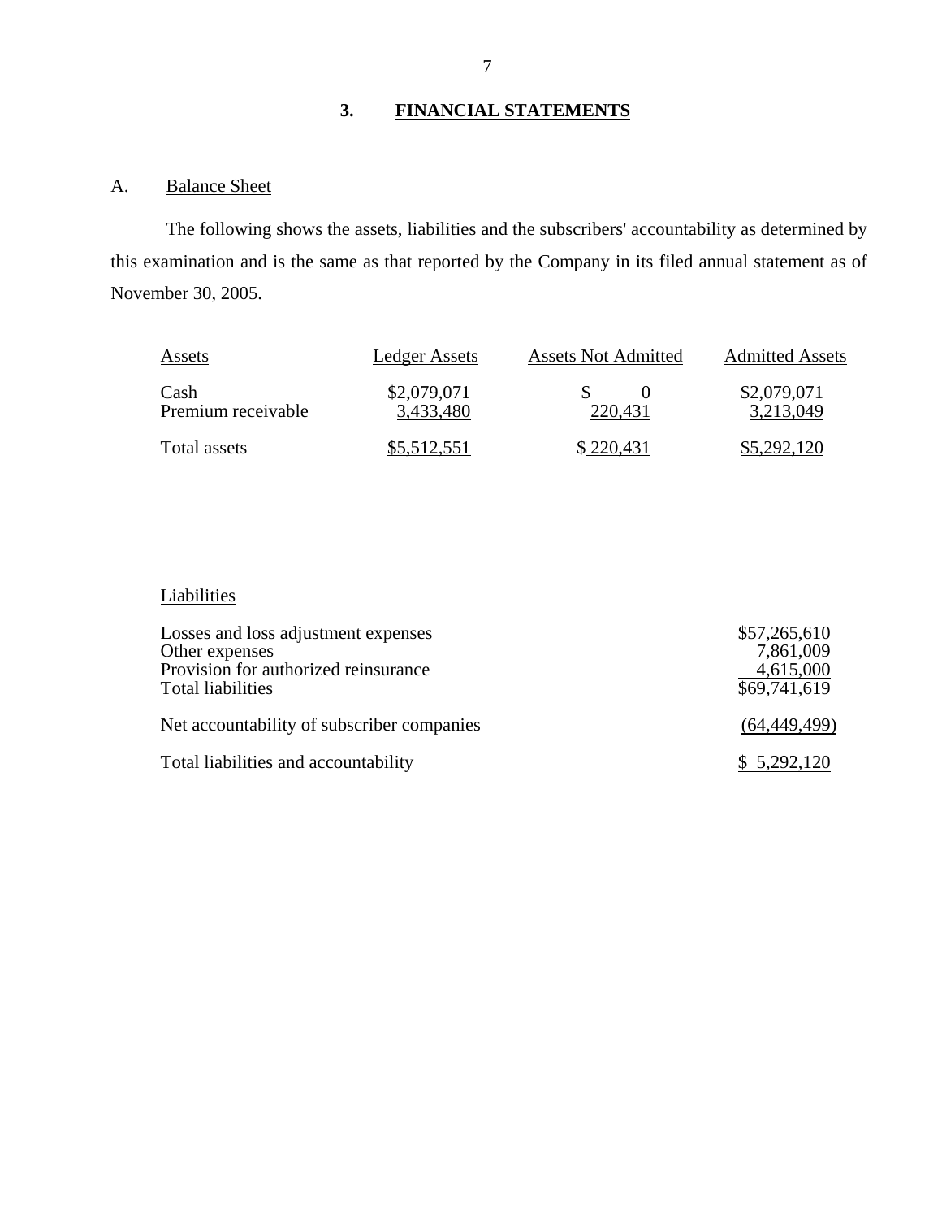## 3. FINANCIAL STATEMENTS

### A. Balance Sheet

The following shows the assets, liabilities and the subscribers' accountability as determined by this examination and is the same as that reported by the Company in its filed annual statement as of November 30, 2005.

| Assets | Ledger Assets | Assets Not Admitted | Admitted Assets |
|---|---|---|---|
| Cash | $2,079,071 | $ 0 | $2,079,071 |
| Premium receivable | 3,433,480 | 220,431 | 3,213,049 |
| Total assets | $5,512,551 | $ 220,431 | $5,292,120 |

| Liabilities | |
|---|---|
| Losses and loss adjustment expenses | $57,265,610 |
| Other expenses | 7,861,009 |
| Provision for authorized reinsurance | 4,615,000 |
| Total liabilities | $69,741,619 |
| Net accountability of subscriber companies | (64,449,499) |
| Total liabilities and accountability | $ 5,292,120 |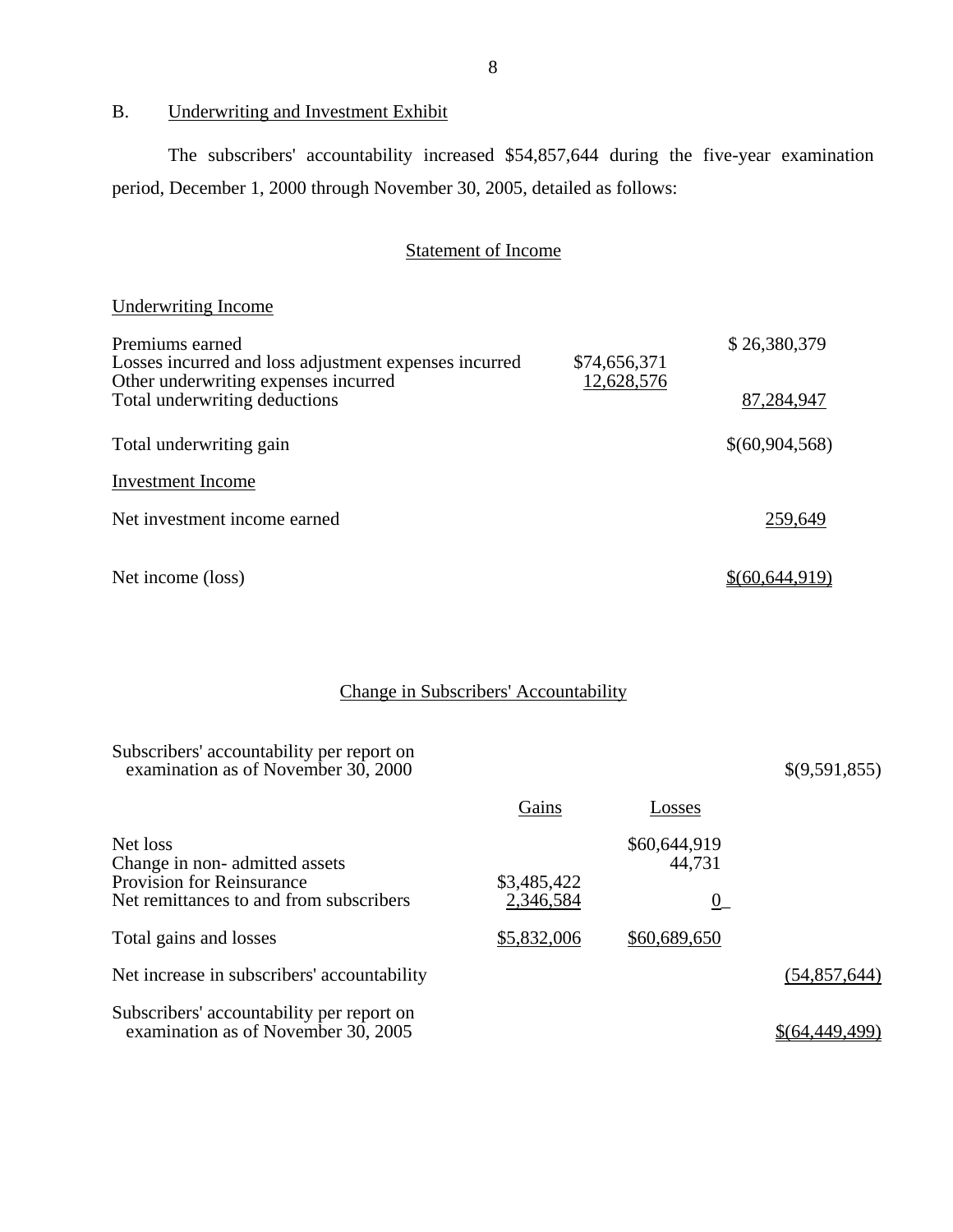## B. Underwriting and Investment Exhibit

The subscribers' accountability increased $54,857,644 during the five-year examination period, December 1, 2000 through November 30, 2005, detailed as follows:

### Statement of Income

| Underwriting Income | | |
|---|---|---|
| Premiums earned | | $ 26,380,379 |
| Losses incurred and loss adjustment expenses incurred | $74,656,371 | |
| Other underwriting expenses incurred | 12,628,576 | |
| Total underwriting deductions | | 87,284,947 |
| Total underwriting gain | | $(60,904,568) |
| **Investment Income** | | |
| Net investment income earned | | 259,649 |
| Net income (loss) | | $(60,644,919) |

### Change in Subscribers' Accountability

| | Gains | Losses | |
|---|---|---|---|
| Subscribers' accountability per report on examination as of November 30, 2000 | | | $(9,591,855) |
| Net loss | | $60,644,919 | |
| Change in non- admitted assets | | 44,731 | |
| Provision for Reinsurance | $3,485,422 | | |
| Net remittances to and from subscribers | 2,346,584 | 0 | |
| Total gains and losses | $5,832,006 | $60,689,650 | |
| Net increase in subscribers' accountability | | | (54,857,644) |
| Subscribers' accountability per report on examination as of November 30, 2005 | | | $(64,449,499) |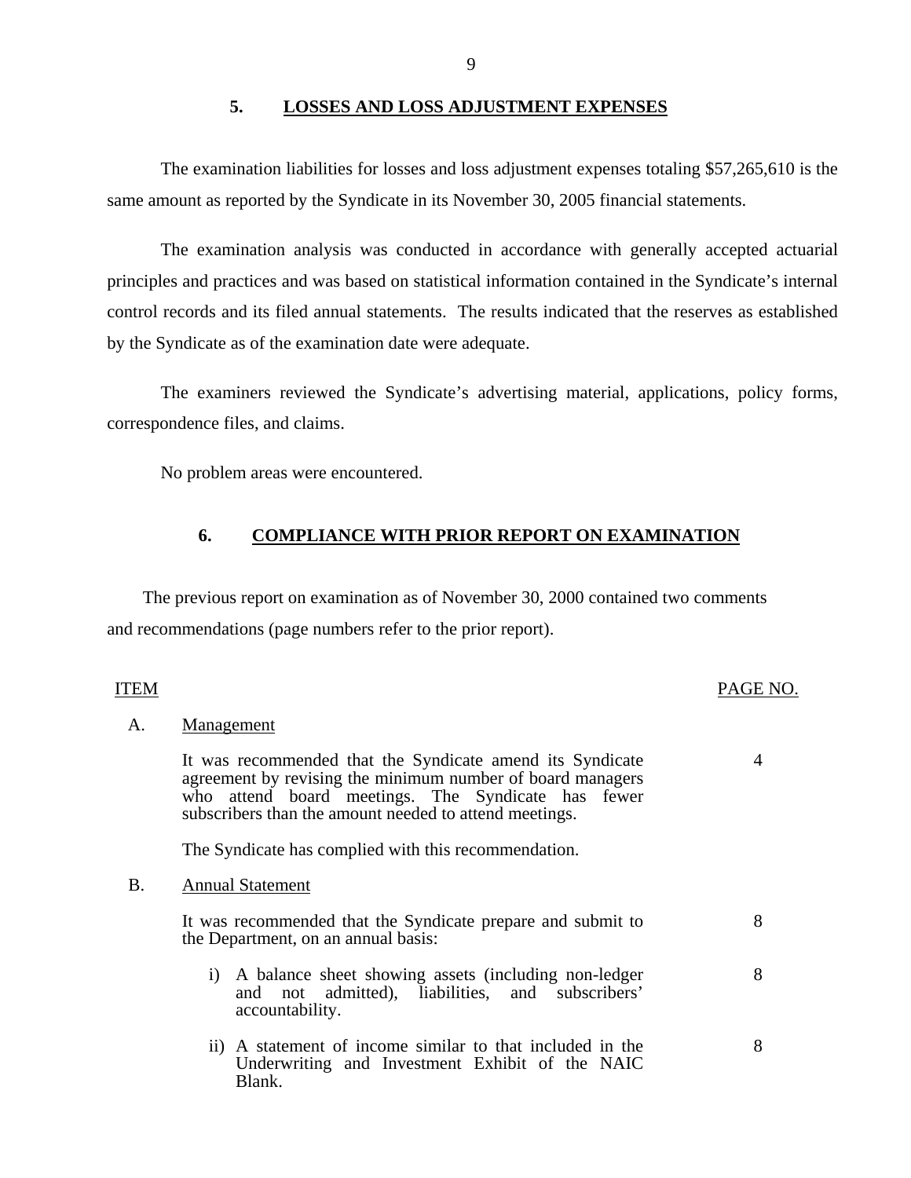## 5. LOSSES AND LOSS ADJUSTMENT EXPENSES

The examination liabilities for losses and loss adjustment expenses totaling $57,265,610 is the same amount as reported by the Syndicate in its November 30, 2005 financial statements.

The examination analysis was conducted in accordance with generally accepted actuarial principles and practices and was based on statistical information contained in the Syndicate's internal control records and its filed annual statements. The results indicated that the reserves as established by the Syndicate as of the examination date were adequate.

The examiners reviewed the Syndicate's advertising material, applications, policy forms, correspondence files, and claims.

No problem areas were encountered.

## 6. COMPLIANCE WITH PRIOR REPORT ON EXAMINATION

The previous report on examination as of November 30, 2000 contained two comments and recommendations (page numbers refer to the prior report).

| ITEM | | PAGE NO. |
|---|---|---|
| A. | Management | |
| | It was recommended that the Syndicate amend its Syndicate agreement by revising the minimum number of board managers who attend board meetings. The Syndicate has fewer subscribers than the amount needed to attend meetings. | 4 |
| | The Syndicate has complied with this recommendation. | |
| B. | Annual Statement | |
| | It was recommended that the Syndicate prepare and submit to the Department, on an annual basis: | 8 |
| | i) A balance sheet showing assets (including non-ledger and not admitted), liabilities, and subscribers' accountability. | 8 |
| | ii) A statement of income similar to that included in the Underwriting and Investment Exhibit of the NAIC Blank. | 8 |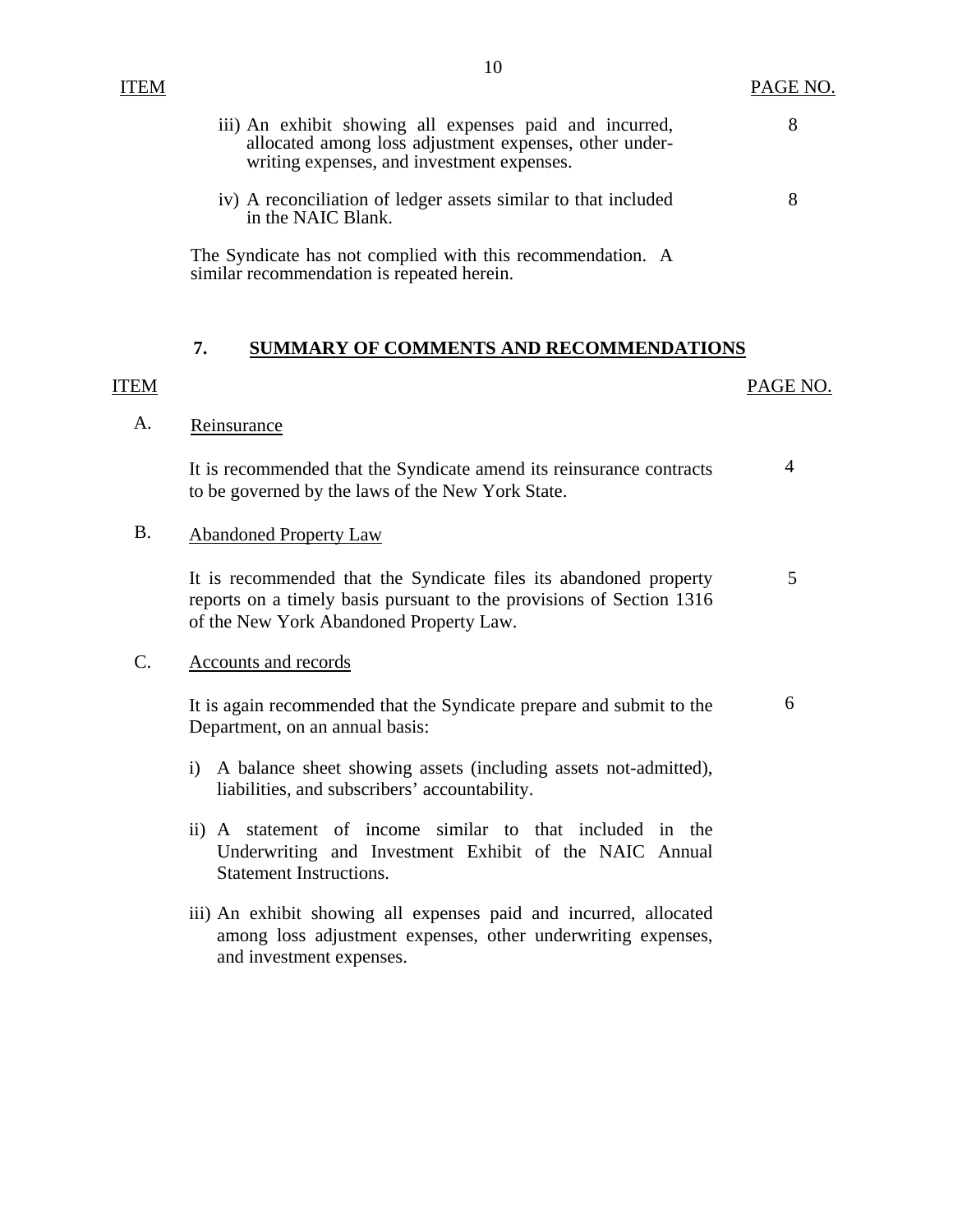| ITEM | | PAGE NO. |
|---|---|---|
| | iii) An exhibit showing all expenses paid and incurred, allocated among loss adjustment expenses, other underwriting expenses, and investment expenses. | 8 |
| | iv) A reconciliation of ledger assets similar to that included in the NAIC Blank. | 8 |

The Syndicate has not complied with this recommendation. A similar recommendation is repeated herein.

## 7. SUMMARY OF COMMENTS AND RECOMMENDATIONS

| ITEM | | PAGE NO. |
|---|---|---|
| A. | Reinsurance | |
| | It is recommended that the Syndicate amend its reinsurance contracts to be governed by the laws of the New York State. | 4 |
| B. | Abandoned Property Law | |
| | It is recommended that the Syndicate files its abandoned property reports on a timely basis pursuant to the provisions of Section 1316 of the New York Abandoned Property Law. | 5 |
| C. | Accounts and records | |
| | It is again recommended that the Syndicate prepare and submit to the Department, on an annual basis: | 6 |
| | i) A balance sheet showing assets (including assets not-admitted), liabilities, and subscribers' accountability. | |
| | ii) A statement of income similar to that included in the Underwriting and Investment Exhibit of the NAIC Annual Statement Instructions. | |
| | iii) An exhibit showing all expenses paid and incurred, allocated among loss adjustment expenses, other underwriting expenses, and investment expenses. | |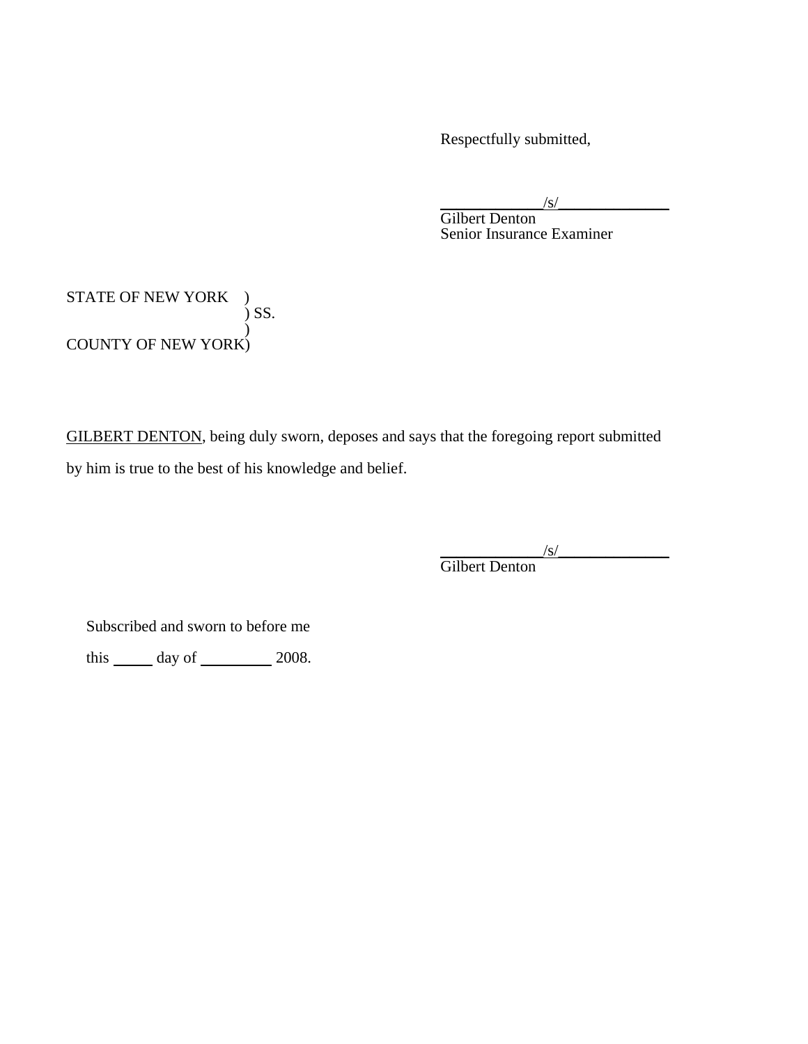Respectfully submitted,

_____________/s/______________
Gilbert Denton
Senior Insurance Examiner

STATE OF NEW YORK )
) SS.
)
COUNTY OF NEW YORK)

<u>GILBERT DENTON</u>, being duly sworn, deposes and says that the foregoing report submitted by him is true to the best of his knowledge and belief.

_____________/s/______________
Gilbert Denton

Subscribed and sworn to before me

this _____ day of _________ 2008.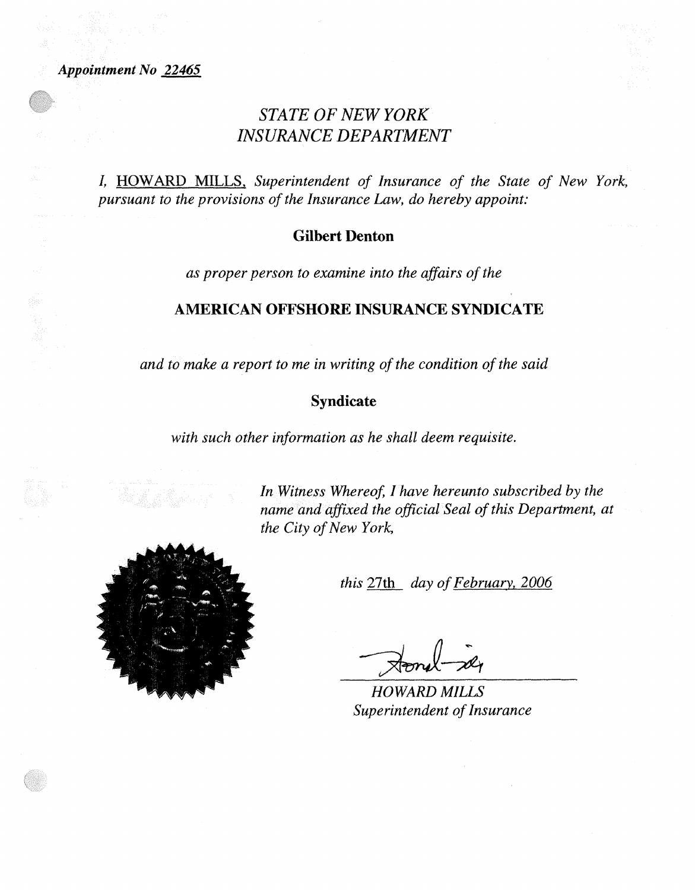*Appointment No 22465*

## *STATE OF NEW YORK*
## *INSURANCE DEPARTMENT*

*I,* HOWARD MILLS, *Superintendent of Insurance of the State of New York, pursuant to the provisions of the Insurance Law, do hereby appoint:*

**Gilbert Denton**

*as proper person to examine into the affairs of the*

**AMERICAN OFFSHORE INSURANCE SYNDICATE**

*and to make a report to me in writing of the condition of the said*

**Syndicate**

*with such other information as he shall deem requisite.*

*In Witness Whereof, I have hereunto subscribed by the name and affixed the official Seal of this Department, at the City of New York,*

*this 27th day of February, 2006*

*HOWARD MILLS*
*Superintendent of Insurance*